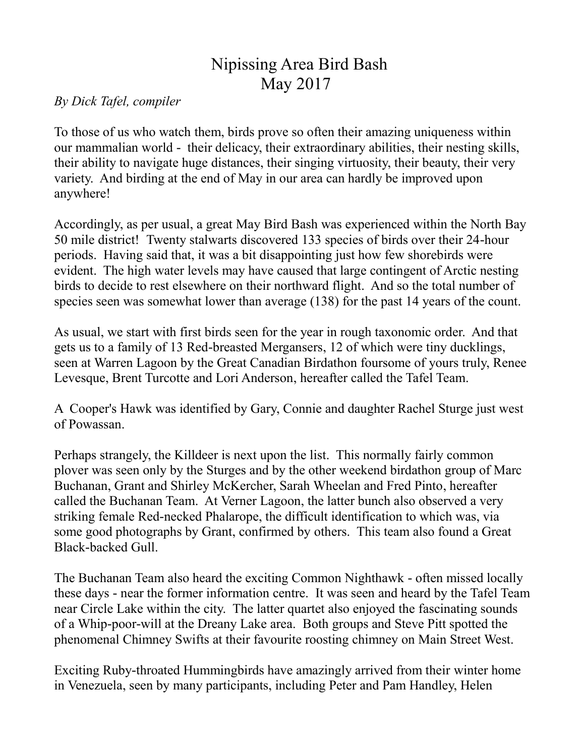# Nipissing Area Bird Bash
# May 2017

*By Dick Tafel, compiler*

To those of us who watch them, birds prove so often their amazing uniqueness within our mammalian world - their delicacy, their extraordinary abilities, their nesting skills, their ability to navigate huge distances, their singing virtuosity, their beauty, their very variety. And birding at the end of May in our area can hardly be improved upon anywhere!

Accordingly, as per usual, a great May Bird Bash was experienced within the North Bay 50 mile district! Twenty stalwarts discovered 133 species of birds over their 24-hour periods. Having said that, it was a bit disappointing just how few shorebirds were evident. The high water levels may have caused that large contingent of Arctic nesting birds to decide to rest elsewhere on their northward flight. And so the total number of species seen was somewhat lower than average (138) for the past 14 years of the count.

As usual, we start with first birds seen for the year in rough taxonomic order. And that gets us to a family of 13 Red-breasted Mergansers, 12 of which were tiny ducklings, seen at Warren Lagoon by the Great Canadian Birdathon foursome of yours truly, Renee Levesque, Brent Turcotte and Lori Anderson, hereafter called the Tafel Team.

A Cooper's Hawk was identified by Gary, Connie and daughter Rachel Sturge just west of Powassan.

Perhaps strangely, the Killdeer is next upon the list. This normally fairly common plover was seen only by the Sturges and by the other weekend birdathon group of Marc Buchanan, Grant and Shirley McKercher, Sarah Wheelan and Fred Pinto, hereafter called the Buchanan Team. At Verner Lagoon, the latter bunch also observed a very striking female Red-necked Phalarope, the difficult identification to which was, via some good photographs by Grant, confirmed by others. This team also found a Great Black-backed Gull.

The Buchanan Team also heard the exciting Common Nighthawk - often missed locally these days - near the former information centre. It was seen and heard by the Tafel Team near Circle Lake within the city. The latter quartet also enjoyed the fascinating sounds of a Whip-poor-will at the Dreany Lake area. Both groups and Steve Pitt spotted the phenomenal Chimney Swifts at their favourite roosting chimney on Main Street West.

Exciting Ruby-throated Hummingbirds have amazingly arrived from their winter home in Venezuela, seen by many participants, including Peter and Pam Handley, Helen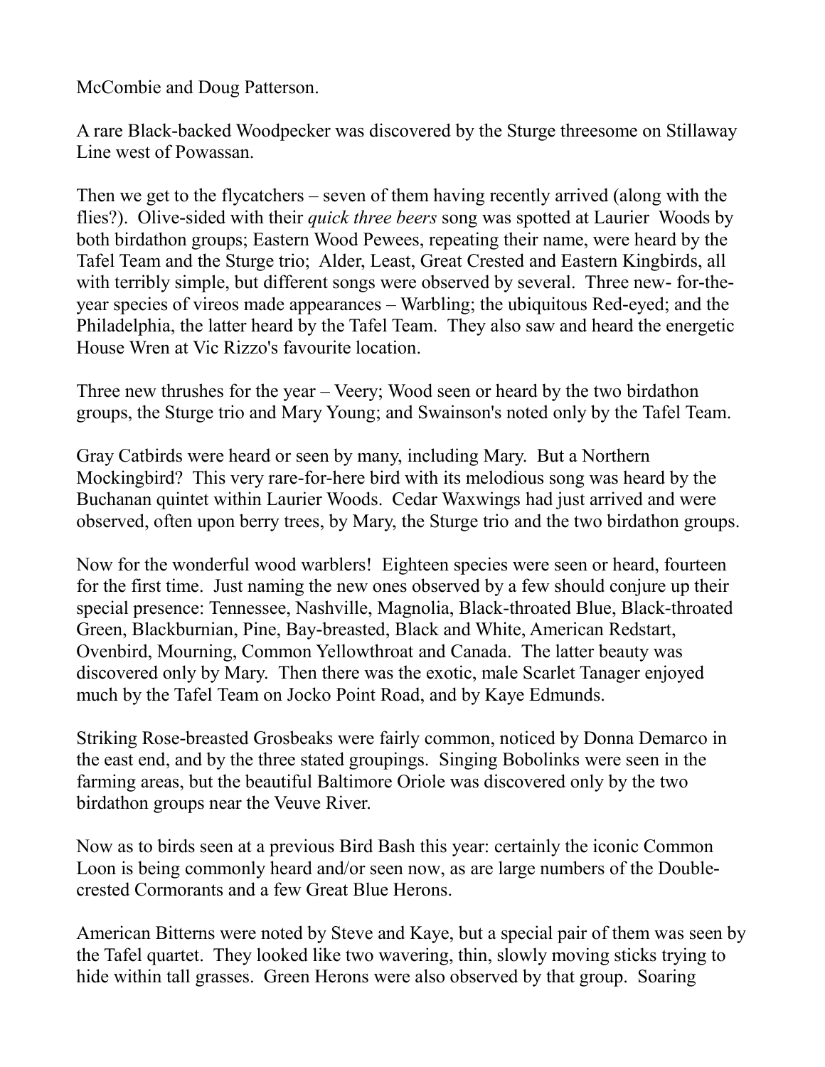McCombie and Doug Patterson.

A rare Black-backed Woodpecker was discovered by the Sturge threesome on Stillaway Line west of Powassan.

Then we get to the flycatchers – seven of them having recently arrived (along with the flies?). Olive-sided with their *quick three beers* song was spotted at Laurier Woods by both birdathon groups; Eastern Wood Pewees, repeating their name, were heard by the Tafel Team and the Sturge trio; Alder, Least, Great Crested and Eastern Kingbirds, all with terribly simple, but different songs were observed by several. Three new- for-the-year species of vireos made appearances – Warbling; the ubiquitous Red-eyed; and the Philadelphia, the latter heard by the Tafel Team. They also saw and heard the energetic House Wren at Vic Rizzo's favourite location.

Three new thrushes for the year – Veery; Wood seen or heard by the two birdathon groups, the Sturge trio and Mary Young; and Swainson's noted only by the Tafel Team.

Gray Catbirds were heard or seen by many, including Mary. But a Northern Mockingbird? This very rare-for-here bird with its melodious song was heard by the Buchanan quintet within Laurier Woods. Cedar Waxwings had just arrived and were observed, often upon berry trees, by Mary, the Sturge trio and the two birdathon groups.

Now for the wonderful wood warblers! Eighteen species were seen or heard, fourteen for the first time. Just naming the new ones observed by a few should conjure up their special presence: Tennessee, Nashville, Magnolia, Black-throated Blue, Black-throated Green, Blackburnian, Pine, Bay-breasted, Black and White, American Redstart, Ovenbird, Mourning, Common Yellowthroat and Canada. The latter beauty was discovered only by Mary. Then there was the exotic, male Scarlet Tanager enjoyed much by the Tafel Team on Jocko Point Road, and by Kaye Edmunds.

Striking Rose-breasted Grosbeaks were fairly common, noticed by Donna Demarco in the east end, and by the three stated groupings. Singing Bobolinks were seen in the farming areas, but the beautiful Baltimore Oriole was discovered only by the two birdathon groups near the Veuve River.

Now as to birds seen at a previous Bird Bash this year: certainly the iconic Common Loon is being commonly heard and/or seen now, as are large numbers of the Double-crested Cormorants and a few Great Blue Herons.

American Bitterns were noted by Steve and Kaye, but a special pair of them was seen by the Tafel quartet. They looked like two wavering, thin, slowly moving sticks trying to hide within tall grasses. Green Herons were also observed by that group. Soaring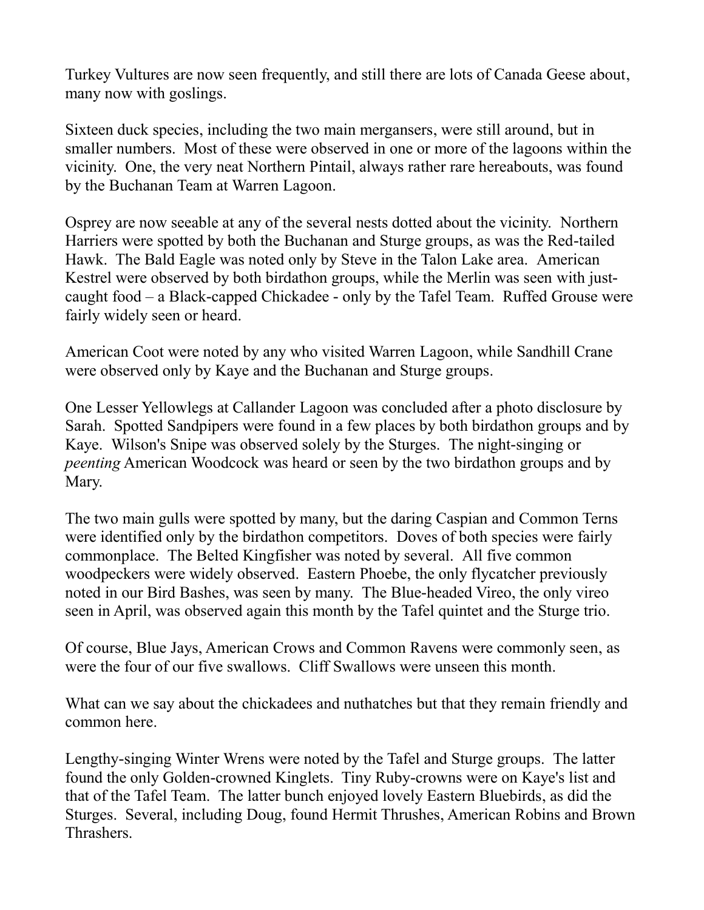Turkey Vultures are now seen frequently, and still there are lots of Canada Geese about, many now with goslings.

Sixteen duck species, including the two main mergansers, were still around, but in smaller numbers. Most of these were observed in one or more of the lagoons within the vicinity. One, the very neat Northern Pintail, always rather rare hereabouts, was found by the Buchanan Team at Warren Lagoon.

Osprey are now seeable at any of the several nests dotted about the vicinity. Northern Harriers were spotted by both the Buchanan and Sturge groups, as was the Red-tailed Hawk. The Bald Eagle was noted only by Steve in the Talon Lake area. American Kestrel were observed by both birdathon groups, while the Merlin was seen with just-caught food – a Black-capped Chickadee - only by the Tafel Team. Ruffed Grouse were fairly widely seen or heard.

American Coot were noted by any who visited Warren Lagoon, while Sandhill Crane were observed only by Kaye and the Buchanan and Sturge groups.

One Lesser Yellowlegs at Callander Lagoon was concluded after a photo disclosure by Sarah. Spotted Sandpipers were found in a few places by both birdathon groups and by Kaye. Wilson's Snipe was observed solely by the Sturges. The night-singing or *peenting* American Woodcock was heard or seen by the two birdathon groups and by Mary.

The two main gulls were spotted by many, but the daring Caspian and Common Terns were identified only by the birdathon competitors. Doves of both species were fairly commonplace. The Belted Kingfisher was noted by several. All five common woodpeckers were widely observed. Eastern Phoebe, the only flycatcher previously noted in our Bird Bashes, was seen by many. The Blue-headed Vireo, the only vireo seen in April, was observed again this month by the Tafel quintet and the Sturge trio.

Of course, Blue Jays, American Crows and Common Ravens were commonly seen, as were the four of our five swallows. Cliff Swallows were unseen this month.

What can we say about the chickadees and nuthatches but that they remain friendly and common here.

Lengthy-singing Winter Wrens were noted by the Tafel and Sturge groups. The latter found the only Golden-crowned Kinglets. Tiny Ruby-crowns were on Kaye's list and that of the Tafel Team. The latter bunch enjoyed lovely Eastern Bluebirds, as did the Sturges. Several, including Doug, found Hermit Thrushes, American Robins and Brown Thrashers.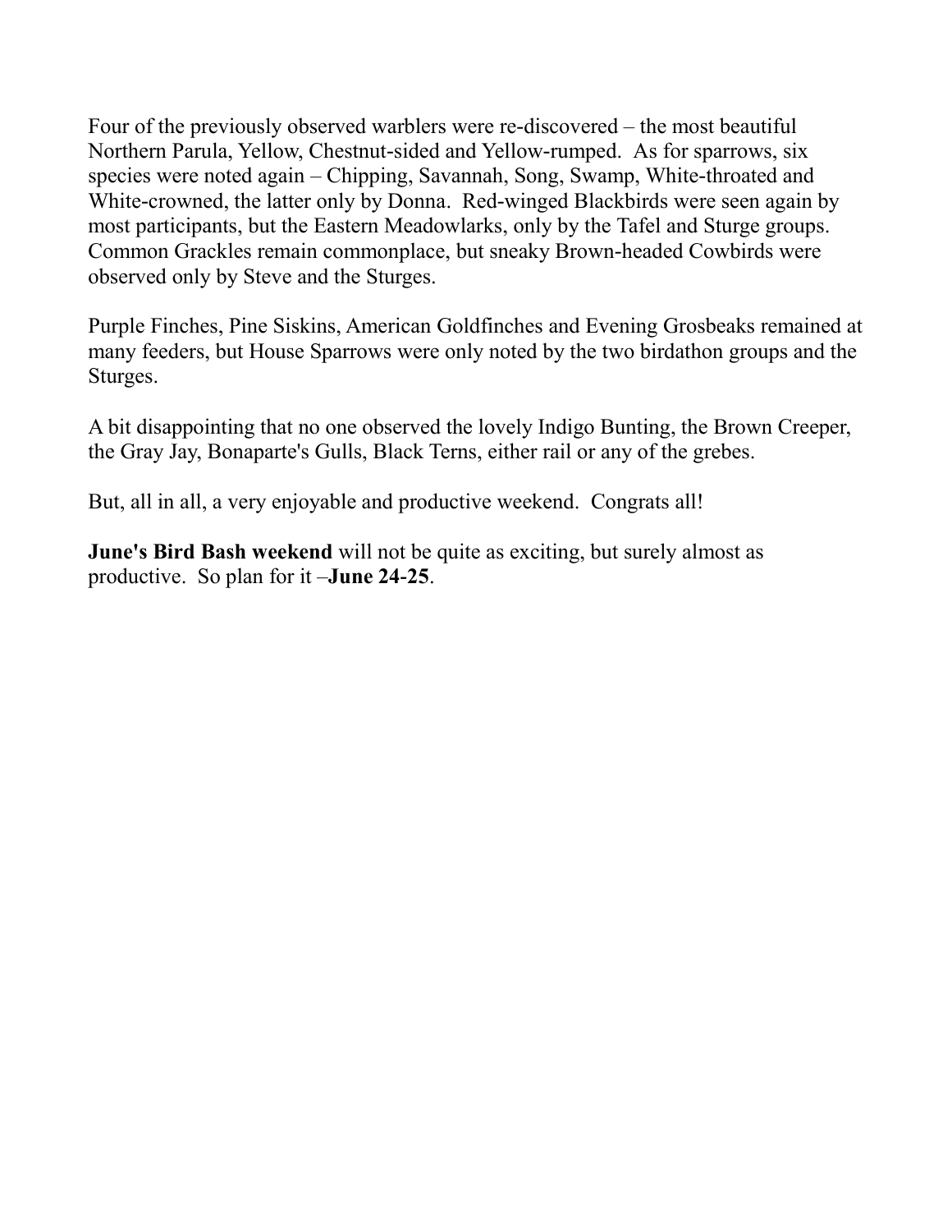Four of the previously observed warblers were re-discovered – the most beautiful Northern Parula, Yellow, Chestnut-sided and Yellow-rumped. As for sparrows, six species were noted again – Chipping, Savannah, Song, Swamp, White-throated and White-crowned, the latter only by Donna. Red-winged Blackbirds were seen again by most participants, but the Eastern Meadowlarks, only by the Tafel and Sturge groups. Common Grackles remain commonplace, but sneaky Brown-headed Cowbirds were observed only by Steve and the Sturges.

Purple Finches, Pine Siskins, American Goldfinches and Evening Grosbeaks remained at many feeders, but House Sparrows were only noted by the two birdathon groups and the Sturges.

A bit disappointing that no one observed the lovely Indigo Bunting, the Brown Creeper, the Gray Jay, Bonaparte's Gulls, Black Terns, either rail or any of the grebes.

But, all in all, a very enjoyable and productive weekend. Congrats all!

**June's Bird Bash weekend** will not be quite as exciting, but surely almost as productive. So plan for it –**June 24-25**.